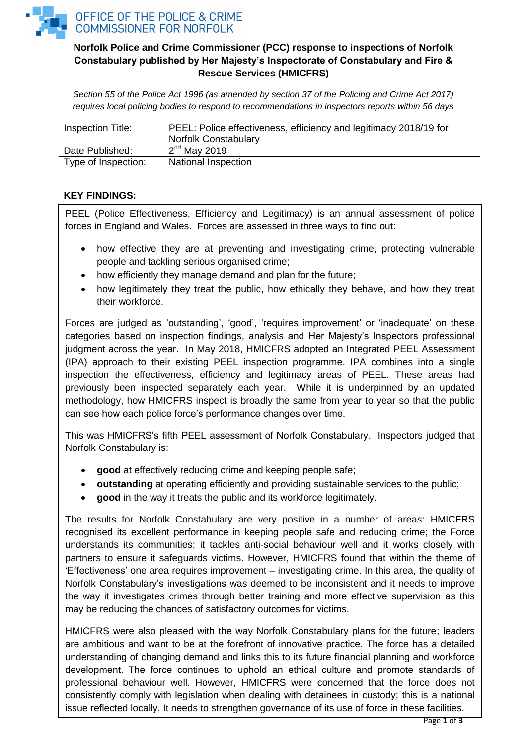OFFICE OF THE POLICE & CRIME COMMISSIONER FOR NORFOLK

## Norfolk Police and Crime Commissioner (PCC) response to inspections of Norfolk Constabulary published by Her Majesty's Inspectorate of Constabulary and Fire & Rescue Services (HMICFRS)

*Section 55 of the Police Act 1996 (as amended by section 37 of the Policing and Crime Act 2017) requires local policing bodies to respond to recommendations in inspectors reports within 56 days*

| Inspection Title: | PEEL: Police effectiveness, efficiency and legitimacy 2018/19 for Norfolk Constabulary |
|---|---|
| Date Published: | 2nd May 2019 |
| Type of Inspection: | National Inspection |

### KEY FINDINGS:

PEEL (Police Effectiveness, Efficiency and Legitimacy) is an annual assessment of police forces in England and Wales. Forces are assessed in three ways to find out:

- how effective they are at preventing and investigating crime, protecting vulnerable people and tackling serious organised crime;
- how efficiently they manage demand and plan for the future;
- how legitimately they treat the public, how ethically they behave, and how they treat their workforce.

Forces are judged as 'outstanding', 'good', 'requires improvement' or 'inadequate' on these categories based on inspection findings, analysis and Her Majesty's Inspectors professional judgment across the year. In May 2018, HMICFRS adopted an Integrated PEEL Assessment (IPA) approach to their existing PEEL inspection programme. IPA combines into a single inspection the effectiveness, efficiency and legitimacy areas of PEEL. These areas had previously been inspected separately each year. While it is underpinned by an updated methodology, how HMICFRS inspect is broadly the same from year to year so that the public can see how each police force's performance changes over time.

This was HMICFRS's fifth PEEL assessment of Norfolk Constabulary. Inspectors judged that Norfolk Constabulary is:

- **good** at effectively reducing crime and keeping people safe;
- **outstanding** at operating efficiently and providing sustainable services to the public;
- **good** in the way it treats the public and its workforce legitimately.

The results for Norfolk Constabulary are very positive in a number of areas: HMICFRS recognised its excellent performance in keeping people safe and reducing crime; the Force understands its communities; it tackles anti-social behaviour well and it works closely with partners to ensure it safeguards victims. However, HMICFRS found that within the theme of 'Effectiveness' one area requires improvement – investigating crime. In this area, the quality of Norfolk Constabulary's investigations was deemed to be inconsistent and it needs to improve the way it investigates crimes through better training and more effective supervision as this may be reducing the chances of satisfactory outcomes for victims.

HMICFRS were also pleased with the way Norfolk Constabulary plans for the future; leaders are ambitious and want to be at the forefront of innovative practice. The force has a detailed understanding of changing demand and links this to its future financial planning and workforce development. The force continues to uphold an ethical culture and promote standards of professional behaviour well. However, HMICFRS were concerned that the force does not consistently comply with legislation when dealing with detainees in custody; this is a national issue reflected locally. It needs to strengthen governance of its use of force in these facilities.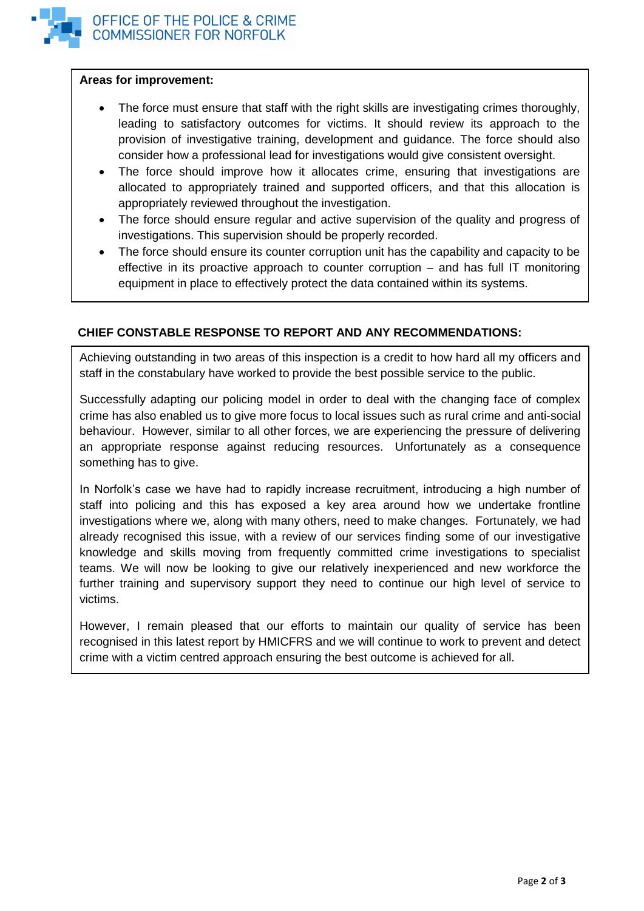**Areas for improvement:**

- The force must ensure that staff with the right skills are investigating crimes thoroughly, leading to satisfactory outcomes for victims. It should review its approach to the provision of investigative training, development and guidance. The force should also consider how a professional lead for investigations would give consistent oversight.
- The force should improve how it allocates crime, ensuring that investigations are allocated to appropriately trained and supported officers, and that this allocation is appropriately reviewed throughout the investigation.
- The force should ensure regular and active supervision of the quality and progress of investigations. This supervision should be properly recorded.
- The force should ensure its counter corruption unit has the capability and capacity to be effective in its proactive approach to counter corruption – and has full IT monitoring equipment in place to effectively protect the data contained within its systems.

**CHIEF CONSTABLE RESPONSE TO REPORT AND ANY RECOMMENDATIONS:**

Achieving outstanding in two areas of this inspection is a credit to how hard all my officers and staff in the constabulary have worked to provide the best possible service to the public.

Successfully adapting our policing model in order to deal with the changing face of complex crime has also enabled us to give more focus to local issues such as rural crime and anti-social behaviour. However, similar to all other forces, we are experiencing the pressure of delivering an appropriate response against reducing resources. Unfortunately as a consequence something has to give.

In Norfolk's case we have had to rapidly increase recruitment, introducing a high number of staff into policing and this has exposed a key area around how we undertake frontline investigations where we, along with many others, need to make changes. Fortunately, we had already recognised this issue, with a review of our services finding some of our investigative knowledge and skills moving from frequently committed crime investigations to specialist teams. We will now be looking to give our relatively inexperienced and new workforce the further training and supervisory support they need to continue our high level of service to victims.

However, I remain pleased that our efforts to maintain our quality of service has been recognised in this latest report by HMICFRS and we will continue to work to prevent and detect crime with a victim centred approach ensuring the best outcome is achieved for all.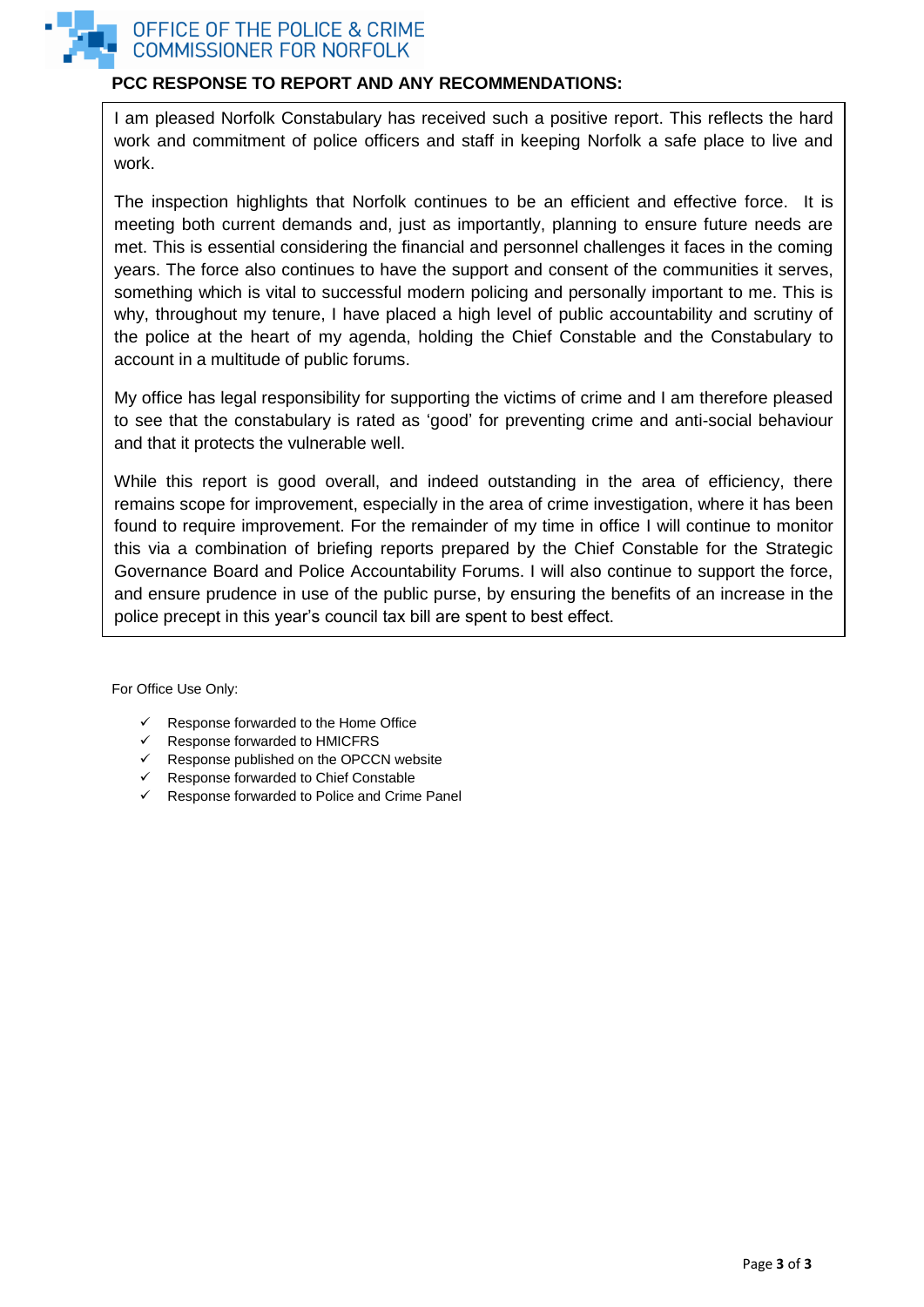OFFICE OF THE POLICE & CRIME COMMISSIONER FOR NORFOLK

**PCC RESPONSE TO REPORT AND ANY RECOMMENDATIONS:**

I am pleased Norfolk Constabulary has received such a positive report. This reflects the hard work and commitment of police officers and staff in keeping Norfolk a safe place to live and work.

The inspection highlights that Norfolk continues to be an efficient and effective force. It is meeting both current demands and, just as importantly, planning to ensure future needs are met. This is essential considering the financial and personnel challenges it faces in the coming years. The force also continues to have the support and consent of the communities it serves, something which is vital to successful modern policing and personally important to me. This is why, throughout my tenure, I have placed a high level of public accountability and scrutiny of the police at the heart of my agenda, holding the Chief Constable and the Constabulary to account in a multitude of public forums.

My office has legal responsibility for supporting the victims of crime and I am therefore pleased to see that the constabulary is rated as 'good' for preventing crime and anti-social behaviour and that it protects the vulnerable well.

While this report is good overall, and indeed outstanding in the area of efficiency, there remains scope for improvement, especially in the area of crime investigation, where it has been found to require improvement. For the remainder of my time in office I will continue to monitor this via a combination of briefing reports prepared by the Chief Constable for the Strategic Governance Board and Police Accountability Forums. I will also continue to support the force, and ensure prudence in use of the public purse, by ensuring the benefits of an increase in the police precept in this year's council tax bill are spent to best effect.

For Office Use Only:

- ✓ Response forwarded to the Home Office
- ✓ Response forwarded to HMICFRS
- ✓ Response published on the OPCCN website
- ✓ Response forwarded to Chief Constable
- ✓ Response forwarded to Police and Crime Panel